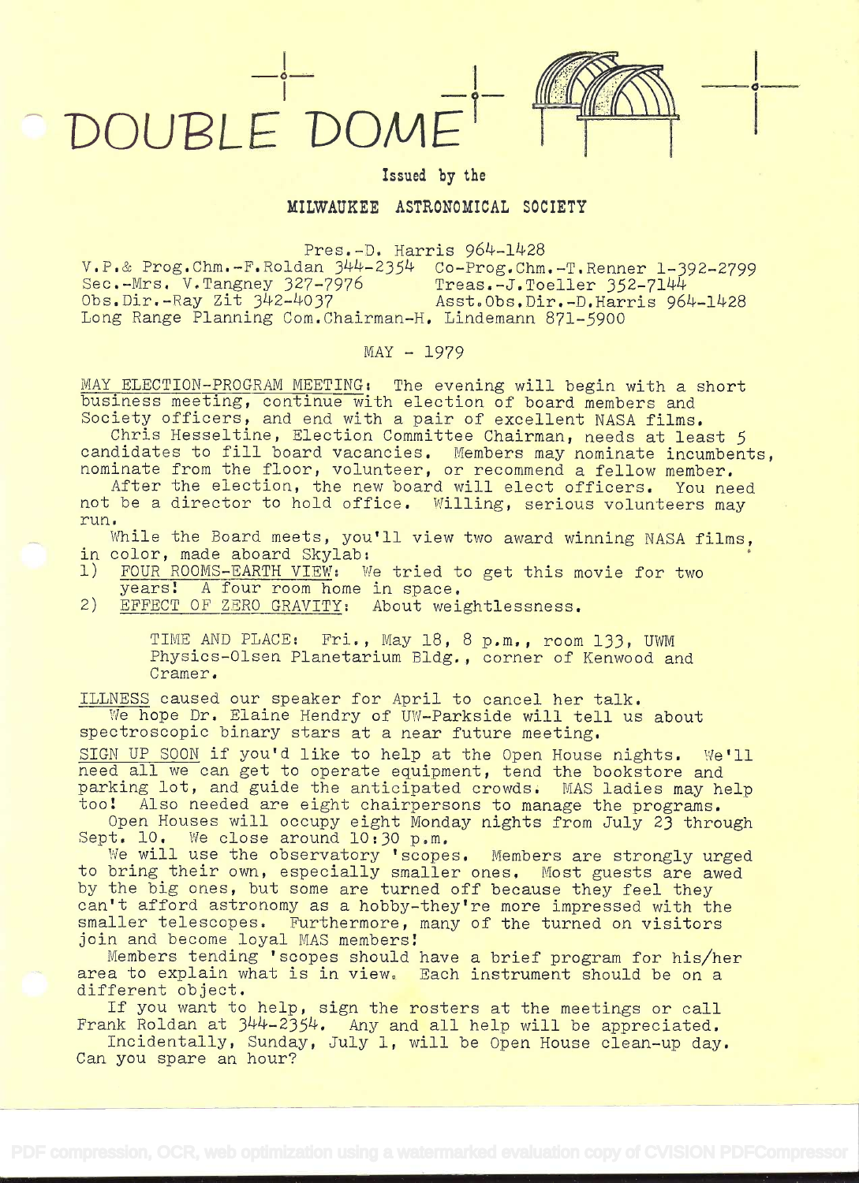# DOUBLE DOME

Issued by the

## MILWAUKEE ASTRONOMICAL SOCIETY

Pres.-D. Harris 964-1428
V.P.& Prog.Chm.-F.Roldan 344-2354 Co-Prog.Chm.-T.Renner 1-392-2799
Sec.-Mrs. V.Tangney 327-7976 Treas.-J.Toeller 352-7144
Obs.Dir.-Ray Zit 342-4037 Asst.Obs.Dir.-D.Harris 964-1428
Long Range Planning Com.Chairman-H. Lindemann 871-5900

MAY - 1979

MAY ELECTION-PROGRAM MEETING: The evening will begin with a short business meeting, continue with election of board members and Society officers, and end with a pair of excellent NASA films.

Chris Hesseltine, Election Committee Chairman, needs at least 5 candidates to fill board vacancies. Members may nominate incumbents, nominate from the floor, volunteer, or recommend a fellow member.

After the election, the new board will elect officers. You need not be a director to hold office. Willing, serious volunteers may run.

While the Board meets, you'll view two award winning NASA films, in color, made aboard Skylab:

1) FOUR ROOMS-EARTH VIEW: We tried to get this movie for two years! A four room home in space.
2) EFFECT OF ZERO GRAVITY: About weightlessness.

TIME AND PLACE: Fri., May 18, 8 p.m., room 133, UWM Physics-Olsen Planetarium Bldg., corner of Kenwood and Cramer.

ILLNESS caused our speaker for April to cancel her talk.
We hope Dr. Elaine Hendry of UW-Parkside will tell us about spectroscopic binary stars at a near future meeting.

SIGN UP SOON if you'd like to help at the Open House nights. We'll need all we can get to operate equipment, tend the bookstore and parking lot, and guide the anticipated crowds. MAS ladies may help too! Also needed are eight chairpersons to manage the programs.

Open Houses will occupy eight Monday nights from July 23 through Sept. 10. We close around 10:30 p.m.

We will use the observatory 'scopes. Members are strongly urged to bring their own, especially smaller ones. Most guests are awed by the big ones, but some are turned off because they feel they can't afford astronomy as a hobby-they're more impressed with the smaller telescopes. Furthermore, many of the turned on visitors join and become loyal MAS members!

Members tending 'scopes should have a brief program for his/her area to explain what is in view. Each instrument should be on a different object.

If you want to help, sign the rosters at the meetings or call Frank Roldan at 344-2354. Any and all help will be appreciated.

Incidentally, Sunday, July 1, will be Open House clean-up day. Can you spare an hour?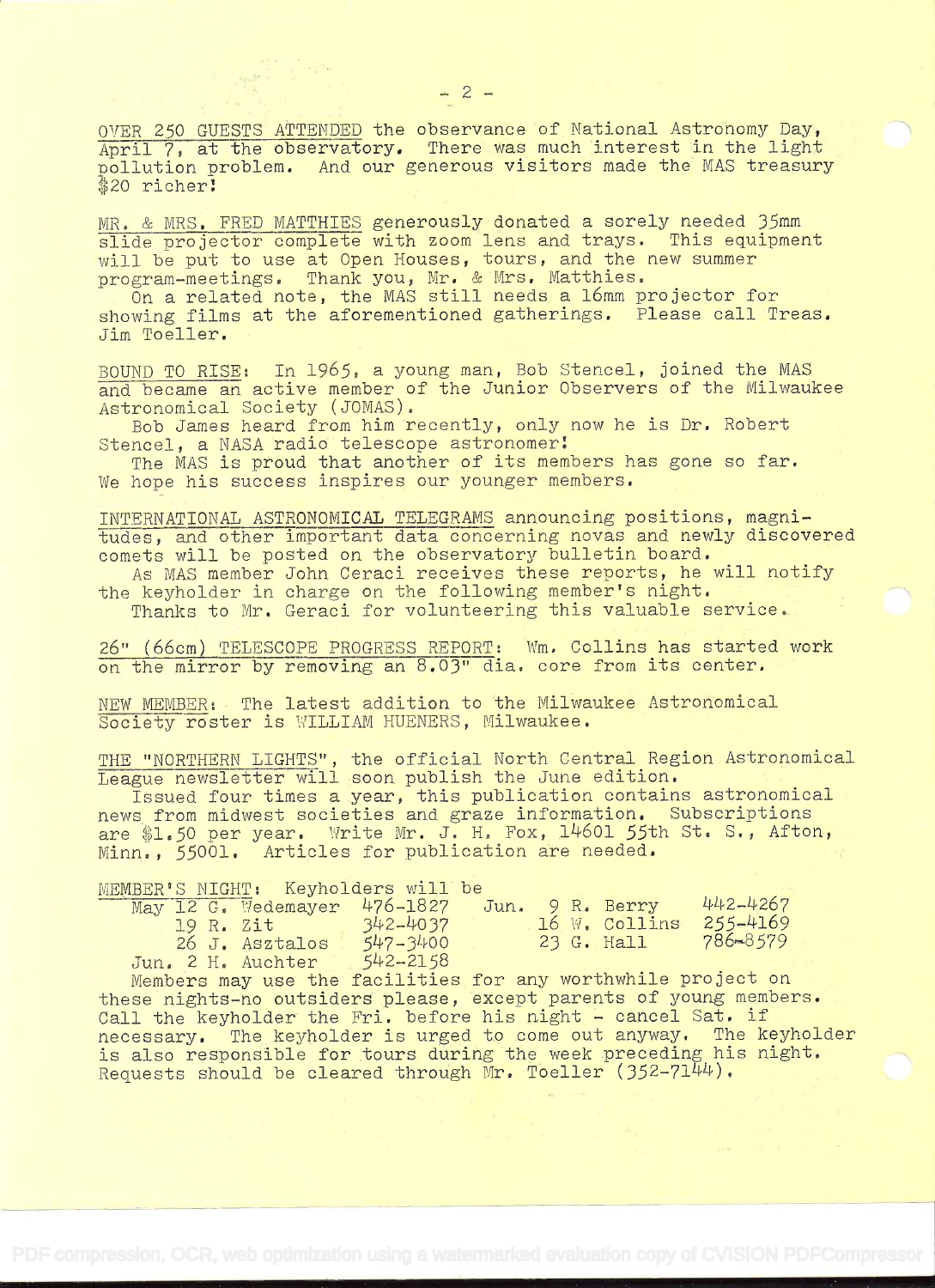<u>OVER 250 GUESTS ATTENDED</u> the observance of National Astronomy Day, <u>April 7, at the observatory</u>. There was much interest in the light pollution problem. And our generous visitors made the MAS treasury $20 richer!

<u>MR. & MRS. FRED MATTHIES</u> generously donated a sorely needed 35mm slide projector complete with zoom lens and trays. This equipment will be put to use at Open Houses, tours, and the new summer program-meetings. Thank you, Mr. & Mrs. Matthies.

On a related note, the MAS still needs a 16mm projector for showing films at the aforementioned gatherings. Please call Treas. Jim Toeller.

<u>BOUND TO RISE</u>: In 1965, a young man, Bob Stencel, joined the MAS and became an active member of the Junior Observers of the Milwaukee Astronomical Society (JOMAS).

Bob James heard from him recently, only now he is Dr. Robert Stencel, a NASA radio telescope astronomer!

The MAS is proud that another of its members has gone so far. We hope his success inspires our younger members.

<u>INTERNATIONAL ASTRONOMICAL TELEGRAMS</u> announcing positions, magnitudes, and other important data concerning novas and newly discovered comets will be posted on the observatory bulletin board.

As MAS member John Ceraci receives these reports, he will notify the keyholder in charge on the following member's night.

Thanks to Mr. Geraci for volunteering this valuable service.

<u>26" (66cm) TELESCOPE PROGRESS REPORT</u>: Wm. Collins has started work on the mirror by removing an 8.03" dia. core from its center.

<u>NEW MEMBER</u>: The latest addition to the Milwaukee Astronomical Society roster is WILLIAM HUENERS, Milwaukee.

<u>THE "NORTHERN LIGHTS"</u>, the official North Central Region Astronomical League newsletter will soon publish the June edition.

Issued four times a year, this publication contains astronomical news from midwest societies and graze information. Subscriptions are $1.50 per year. Write Mr. J. H. Fox, 14601 55th St. S., Afton, Minn., 55001. Articles for publication are needed.

<u>MEMBER'S NIGHT</u>: Keyholders will be

| Date | Keyholder | Phone | Date | Keyholder | Phone |
|---|---|---|---|---|---|
| May 12 | G. Wedemayer | 476-1827 | Jun. 9 | R. Berry | 442-4267 |
| 19 | R. Zit | 342-4037 | 16 | W. Collins | 255-4169 |
| 26 | J. Asztalos | 547-3400 | 23 | G. Hall | 786-8579 |
| Jun. 2 | H. Auchter | 542-2158 | | | |

Members may use the facilities for any worthwhile project on these nights-no outsiders please, except parents of young members. Call the keyholder the Fri. before his night - cancel Sat. if necessary. The keyholder is urged to come out anyway. The keyholder is also responsible for tours during the week preceding his night. Requests should be cleared through Mr. Toeller (352-7144).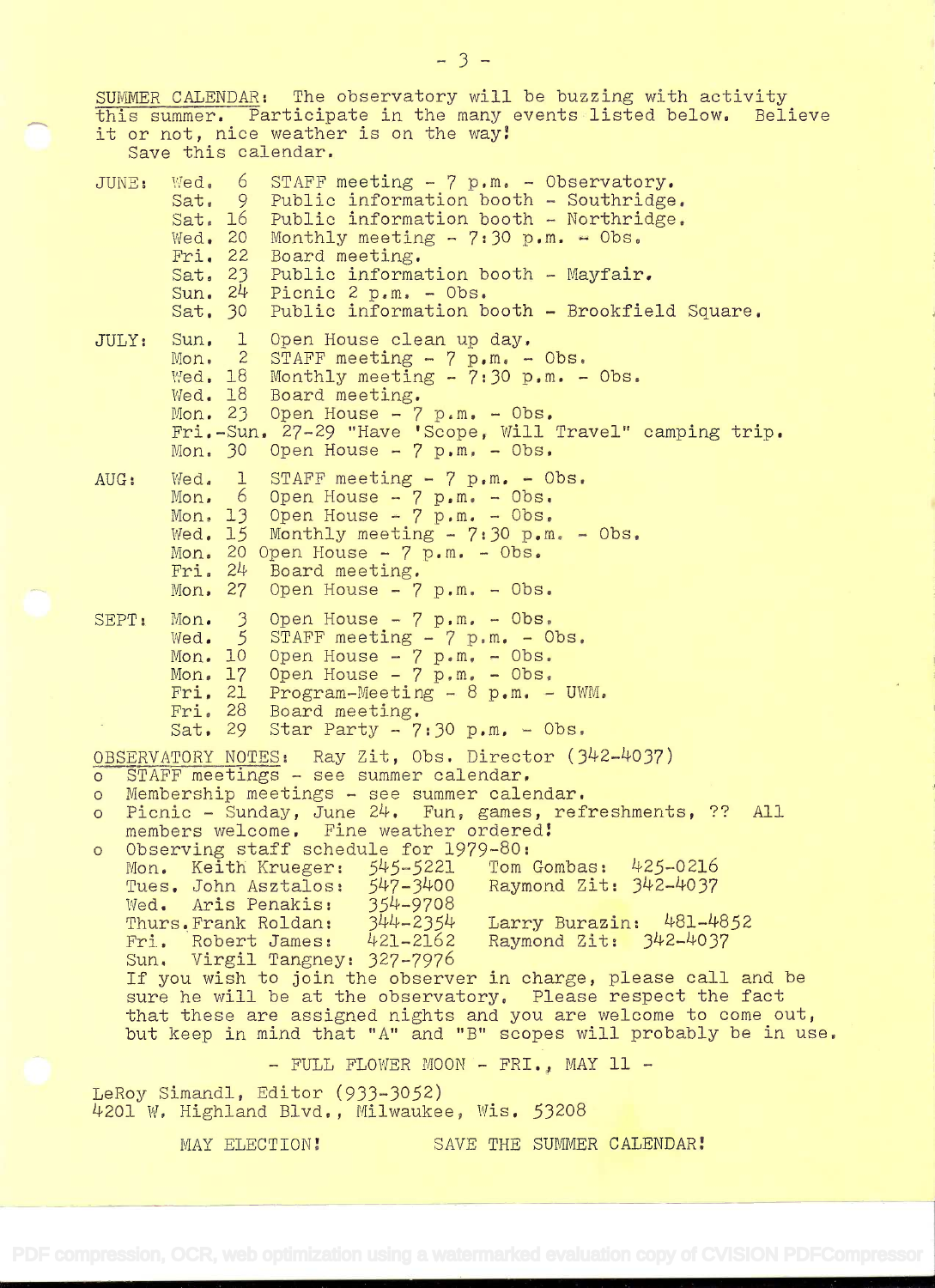SUMMER CALENDAR: The observatory will be buzzing with activity this summer. Participate in the many events listed below. Believe it or not, nice weather is on the way!
Save this calendar.

| | | | |
|---|---|---|---|
| JUNE: | Wed. | 6 | STAFF meeting - 7 p.m. - Observatory. |
| | Sat. | 9 | Public information booth - Southridge. |
| | Sat. | 16 | Public information booth - Northridge. |
| | Wed. | 20 | Monthly meeting - 7:30 p.m. - Obs. |
| | Fri. | 22 | Board meeting. |
| | Sat. | 23 | Public information booth - Mayfair. |
| | Sun. | 24 | Picnic 2 p.m. - Obs. |
| | Sat. | 30 | Public information booth - Brookfield Square. |
| JULY: | Sun. | 1 | Open House clean up day. |
| | Mon. | 2 | STAFF meeting - 7 p.m. - Obs. |
| | Wed. | 18 | Monthly meeting - 7:30 p.m. - Obs. |
| | Wed. | 18 | Board meeting. |
| | Mon. | 23 | Open House - 7 p.m. - Obs. |
| | Fri.-Sun. | 27-29 | "Have 'Scope, Will Travel" camping trip. |
| | Mon. | 30 | Open House - 7 p.m. - Obs. |
| AUG: | Wed. | 1 | STAFF meeting - 7 p.m. - Obs. |
| | Mon. | 6 | Open House - 7 p.m. - Obs. |
| | Mon. | 13 | Open House - 7 p.m. - Obs. |
| | Wed. | 15 | Monthly meeting - 7:30 p.m. - Obs. |
| | Mon. | 20 | Open House - 7 p.m. - Obs. |
| | Fri. | 24 | Board meeting. |
| | Mon. | 27 | Open House - 7 p.m. - Obs. |
| SEPT: | Mon. | 3 | Open House - 7 p.m. - Obs. |
| | Wed. | 5 | STAFF meeting - 7 p.m. - Obs. |
| | Mon. | 10 | Open House - 7 p.m. - Obs. |
| | Mon. | 17 | Open House - 7 p.m. - Obs. |
| | Fri. | 21 | Program-Meeting - 8 p.m. - UWM. |
| | Fri. | 28 | Board meeting. |
| | Sat. | 29 | Star Party - 7:30 p.m. - Obs. |

OBSERVATORY NOTES: Ray Zit, Obs. Director (342-4037)

- STAFF meetings - see summer calendar.
- Membership meetings - see summer calendar.
- Picnic - Sunday, June 24. Fun, games, refreshments, ?? All members welcome. Fine weather ordered!
- Observing staff schedule for 1979-80:

| | | | | |
|---|---|---|---|---|
| Mon. | Keith Krueger: | 545-5221 | Tom Gombas: | 425-0216 |
| Tues. | John Asztalos: | 547-3400 | Raymond Zit: | 342-4037 |
| Wed. | Aris Penakis: | 354-9708 | | |
| Thurs. | Frank Roldan: | 344-2354 | Larry Burazin: | 481-4852 |
| Fri. | Robert James: | 421-2162 | Raymond Zit: | 342-4037 |
| Sun. | Virgil Tangney: | 327-7976 | | |

If you wish to join the observer in charge, please call and be sure he will be at the observatory. Please respect the fact that these are assigned nights and you are welcome to come out, but keep in mind that "A" and "B" scopes will probably be in use.

- FULL FLOWER MOON - FRI., MAY 11 -

LeRoy Simandl, Editor (933-3052)
4201 W. Highland Blvd., Milwaukee, Wis. 53208

MAY ELECTION! SAVE THE SUMMER CALENDAR!